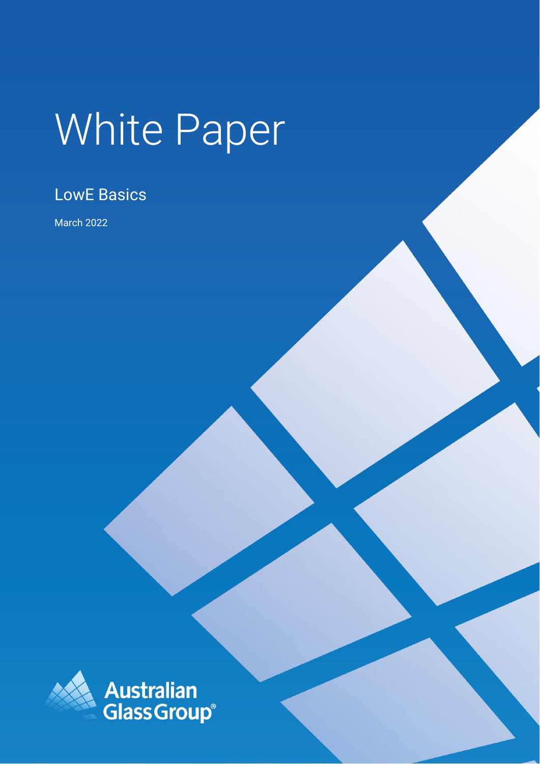# White Paper

## LowE Basics

March 2022

Australian Glass Group®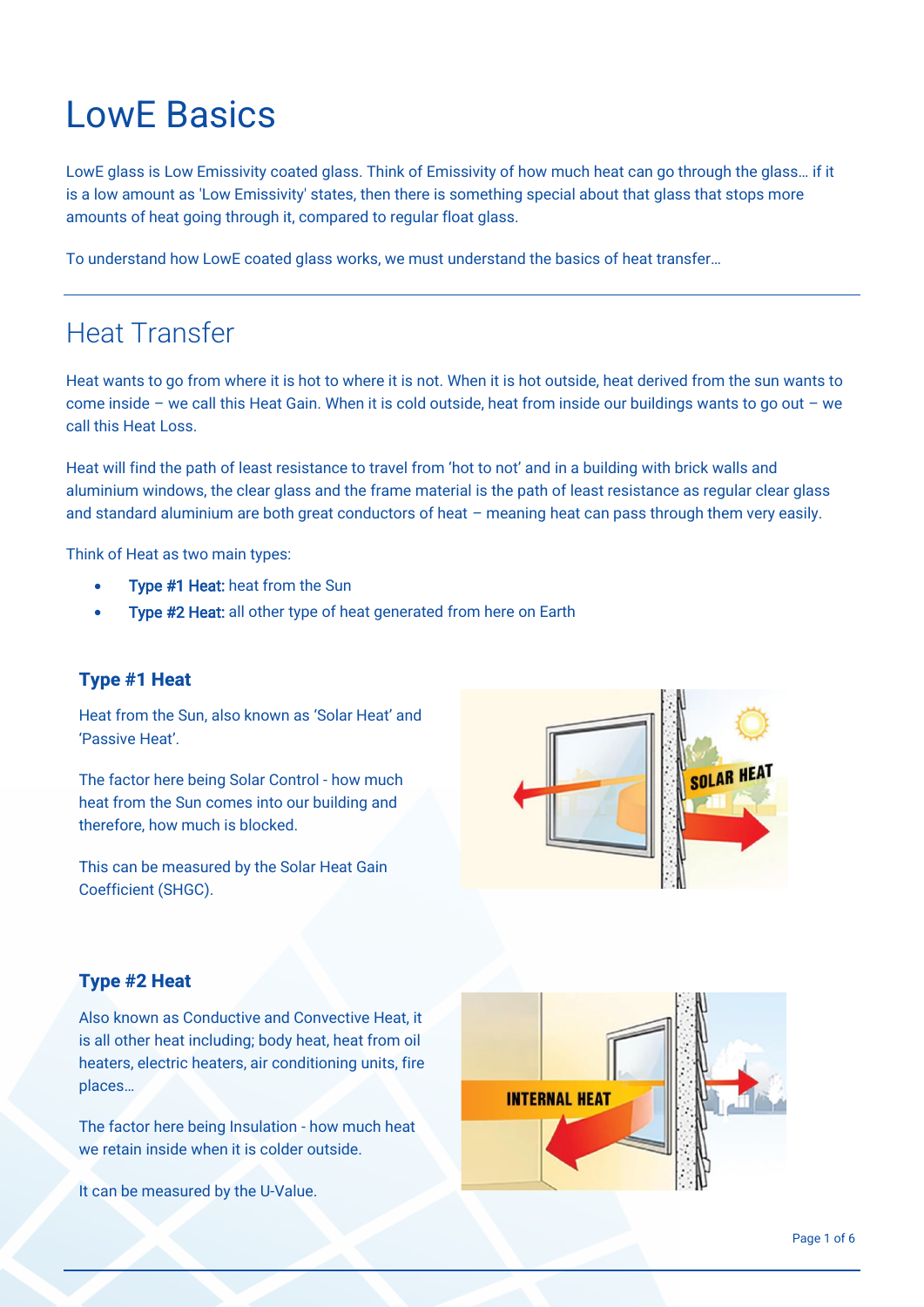# LowE Basics

LowE glass is Low Emissivity coated glass. Think of Emissivity of how much heat can go through the glass… if it is a low amount as 'Low Emissivity' states, then there is something special about that glass that stops more amounts of heat going through it, compared to regular float glass.

To understand how LowE coated glass works, we must understand the basics of heat transfer…

## Heat Transfer

Heat wants to go from where it is hot to where it is not. When it is hot outside, heat derived from the sun wants to come inside – we call this Heat Gain. When it is cold outside, heat from inside our buildings wants to go out – we call this Heat Loss.

Heat will find the path of least resistance to travel from 'hot to not' and in a building with brick walls and aluminium windows, the clear glass and the frame material is the path of least resistance as regular clear glass and standard aluminium are both great conductors of heat – meaning heat can pass through them very easily.

Think of Heat as two main types:

- **Type #1 Heat:** heat from the Sun
- **Type #2 Heat:** all other type of heat generated from here on Earth

### Type #1 Heat

Heat from the Sun, also known as 'Solar Heat' and 'Passive Heat'.

The factor here being Solar Control - how much heat from the Sun comes into our building and therefore, how much is blocked.

This can be measured by the Solar Heat Gain Coefficient (SHGC).

### Type #2 Heat

Also known as Conductive and Convective Heat, it is all other heat including; body heat, heat from oil heaters, electric heaters, air conditioning units, fire places…

The factor here being Insulation - how much heat we retain inside when it is colder outside.

It can be measured by the U-Value.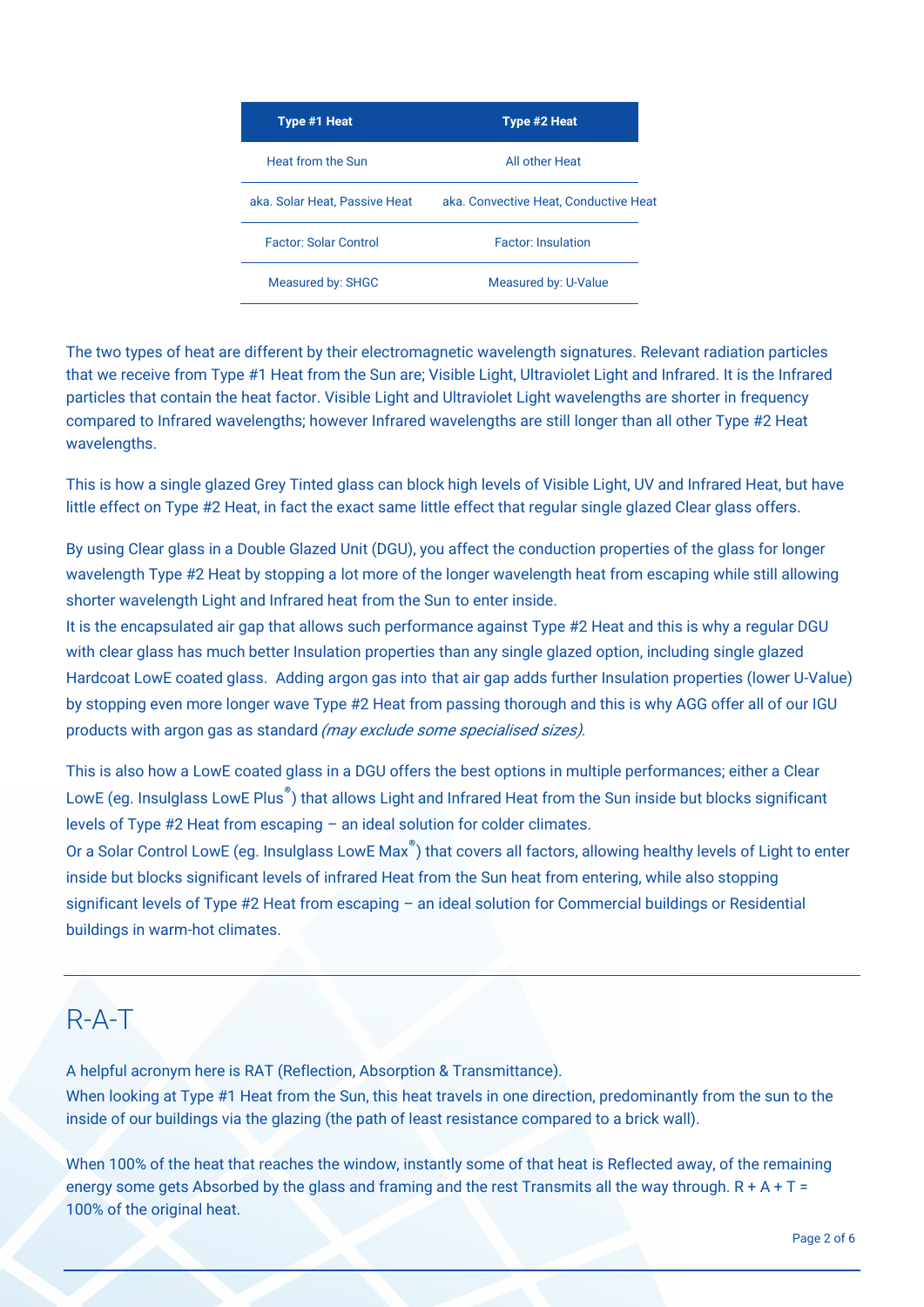| Type #1 Heat | Type #2 Heat |
|---|---|
| Heat from the Sun | All other Heat |
| aka. Solar Heat, Passive Heat | aka. Convective Heat, Conductive Heat |
| Factor: Solar Control | Factor: Insulation |
| Measured by: SHGC | Measured by: U-Value |

The two types of heat are different by their electromagnetic wavelength signatures. Relevant radiation particles that we receive from Type #1 Heat from the Sun are; Visible Light, Ultraviolet Light and Infrared. It is the Infrared particles that contain the heat factor. Visible Light and Ultraviolet Light wavelengths are shorter in frequency compared to Infrared wavelengths; however Infrared wavelengths are still longer than all other Type #2 Heat wavelengths.

This is how a single glazed Grey Tinted glass can block high levels of Visible Light, UV and Infrared Heat, but have little effect on Type #2 Heat, in fact the exact same little effect that regular single glazed Clear glass offers.

By using Clear glass in a Double Glazed Unit (DGU), you affect the conduction properties of the glass for longer wavelength Type #2 Heat by stopping a lot more of the longer wavelength heat from escaping while still allowing shorter wavelength Light and Infrared heat from the Sun to enter inside.
It is the encapsulated air gap that allows such performance against Type #2 Heat and this is why a regular DGU with clear glass has much better Insulation properties than any single glazed option, including single glazed Hardcoat LowE coated glass. Adding argon gas into that air gap adds further Insulation properties (lower U-Value) by stopping even more longer wave Type #2 Heat from passing thorough and this is why AGG offer all of our IGU products with argon gas as standard *(may exclude some specialised sizes).*

This is also how a LowE coated glass in a DGU offers the best options in multiple performances; either a Clear LowE (eg. Insulglass LowE Plus®) that allows Light and Infrared Heat from the Sun inside but blocks significant levels of Type #2 Heat from escaping – an ideal solution for colder climates.
Or a Solar Control LowE (eg. Insulglass LowE Max®) that covers all factors, allowing healthy levels of Light to enter inside but blocks significant levels of infrared Heat from the Sun heat from entering, while also stopping significant levels of Type #2 Heat from escaping – an ideal solution for Commercial buildings or Residential buildings in warm-hot climates.

# R-A-T

A helpful acronym here is RAT (Reflection, Absorption & Transmittance).
When looking at Type #1 Heat from the Sun, this heat travels in one direction, predominantly from the sun to the inside of our buildings via the glazing (the path of least resistance compared to a brick wall).

When 100% of the heat that reaches the window, instantly some of that heat is Reflected away, of the remaining energy some gets Absorbed by the glass and framing and the rest Transmits all the way through. $R + A + T =$ 100% of the original heat.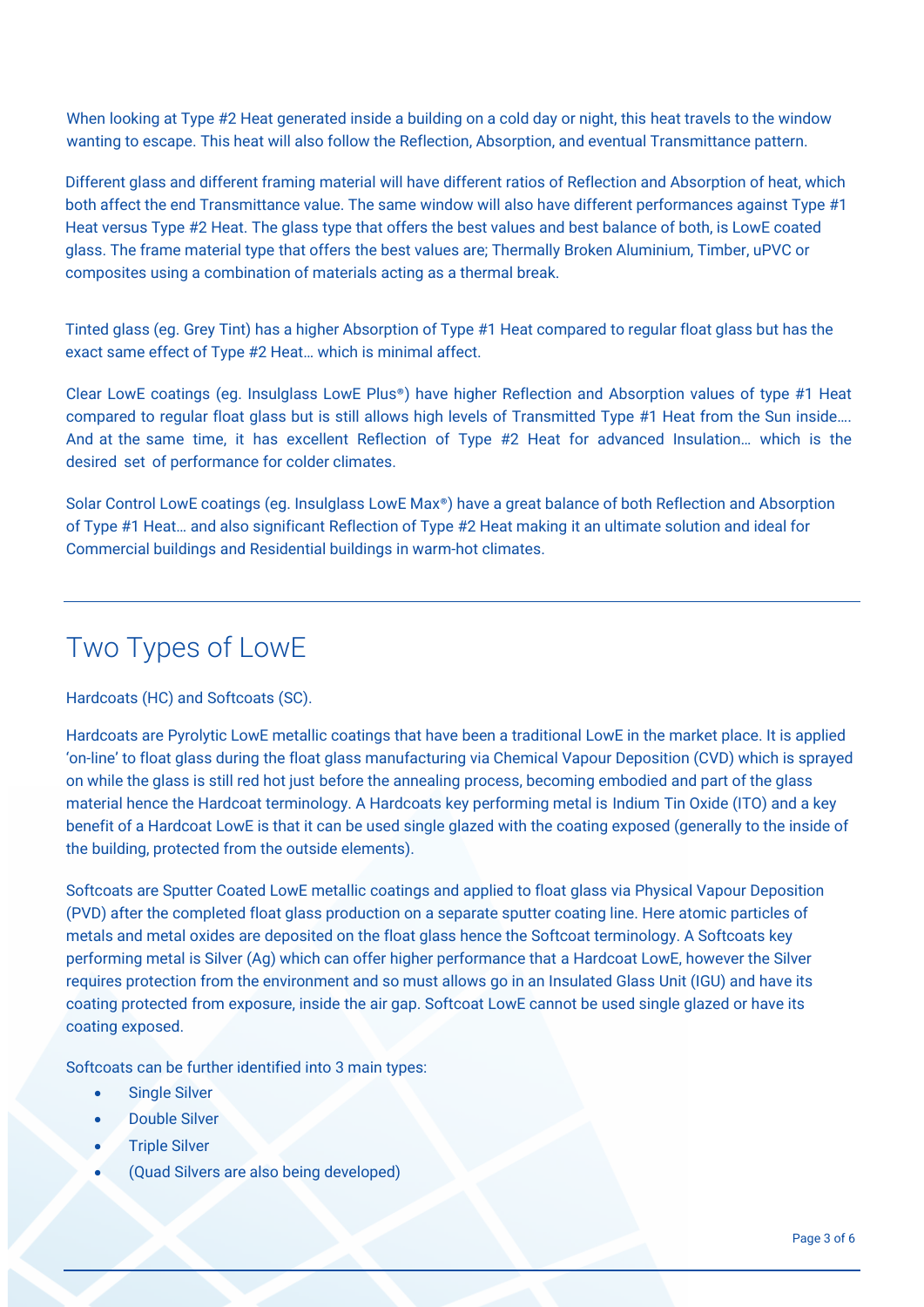When looking at Type #2 Heat generated inside a building on a cold day or night, this heat travels to the window wanting to escape. This heat will also follow the Reflection, Absorption, and eventual Transmittance pattern.

Different glass and different framing material will have different ratios of Reflection and Absorption of heat, which both affect the end Transmittance value. The same window will also have different performances against Type #1 Heat versus Type #2 Heat. The glass type that offers the best values and best balance of both, is LowE coated glass. The frame material type that offers the best values are; Thermally Broken Aluminium, Timber, uPVC or composites using a combination of materials acting as a thermal break.

Tinted glass (eg. Grey Tint) has a higher Absorption of Type #1 Heat compared to regular float glass but has the exact same effect of Type #2 Heat… which is minimal affect.

Clear LowE coatings (eg. Insulglass LowE Plus®) have higher Reflection and Absorption values of type #1 Heat compared to regular float glass but is still allows high levels of Transmitted Type #1 Heat from the Sun inside…. And at the same time, it has excellent Reflection of Type #2 Heat for advanced Insulation… which is the desired set of performance for colder climates.

Solar Control LowE coatings (eg. Insulglass LowE Max®) have a great balance of both Reflection and Absorption of Type #1 Heat… and also significant Reflection of Type #2 Heat making it an ultimate solution and ideal for Commercial buildings and Residential buildings in warm-hot climates.

# Two Types of LowE

Hardcoats (HC) and Softcoats (SC).

Hardcoats are Pyrolytic LowE metallic coatings that have been a traditional LowE in the market place. It is applied 'on-line' to float glass during the float glass manufacturing via Chemical Vapour Deposition (CVD) which is sprayed on while the glass is still red hot just before the annealing process, becoming embodied and part of the glass material hence the Hardcoat terminology. A Hardcoats key performing metal is Indium Tin Oxide (ITO) and a key benefit of a Hardcoat LowE is that it can be used single glazed with the coating exposed (generally to the inside of the building, protected from the outside elements).

Softcoats are Sputter Coated LowE metallic coatings and applied to float glass via Physical Vapour Deposition (PVD) after the completed float glass production on a separate sputter coating line. Here atomic particles of metals and metal oxides are deposited on the float glass hence the Softcoat terminology. A Softcoats key performing metal is Silver (Ag) which can offer higher performance that a Hardcoat LowE, however the Silver requires protection from the environment and so must allows go in an Insulated Glass Unit (IGU) and have its coating protected from exposure, inside the air gap. Softcoat LowE cannot be used single glazed or have its coating exposed.

Softcoats can be further identified into 3 main types:

- Single Silver
- Double Silver
- Triple Silver
- (Quad Silvers are also being developed)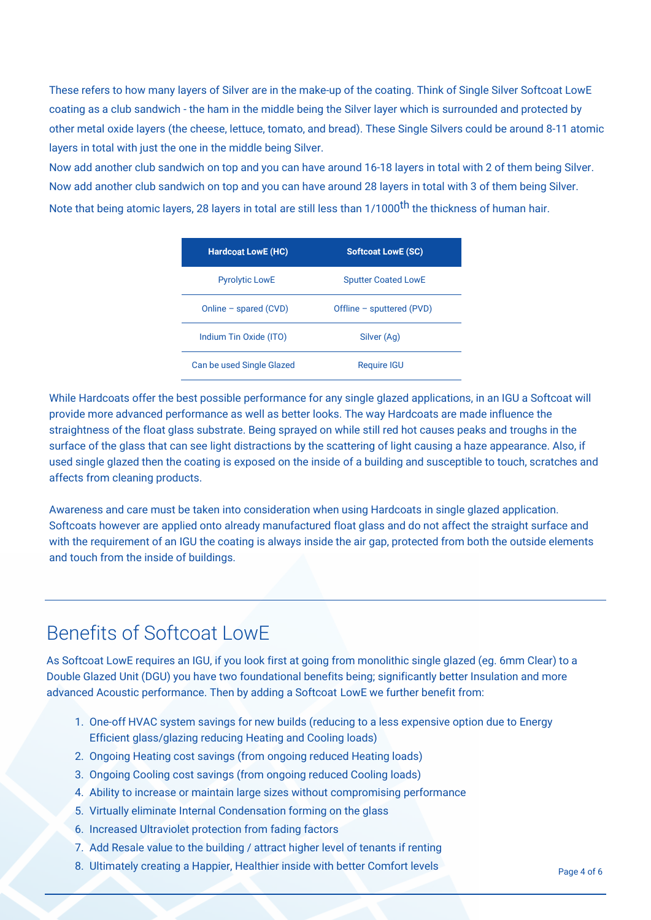These refers to how many layers of Silver are in the make-up of the coating. Think of Single Silver Softcoat LowE coating as a club sandwich - the ham in the middle being the Silver layer which is surrounded and protected by other metal oxide layers (the cheese, lettuce, tomato, and bread). These Single Silvers could be around 8-11 atomic layers in total with just the one in the middle being Silver.

Now add another club sandwich on top and you can have around 16-18 layers in total with 2 of them being Silver.

Now add another club sandwich on top and you can have around 28 layers in total with 3 of them being Silver.

Note that being atomic layers, 28 layers in total are still less than 1/1000$^{th}$ the thickness of human hair.

| Hardcoat LowE (HC) | Softcoat LowE (SC) |
|---|---|
| Pyrolytic LowE | Sputter Coated LowE |
| Online – spared (CVD) | Offline – sputtered (PVD) |
| Indium Tin Oxide (ITO) | Silver (Ag) |
| Can be used Single Glazed | Require IGU |

While Hardcoats offer the best possible performance for any single glazed applications, in an IGU a Softcoat will provide more advanced performance as well as better looks. The way Hardcoats are made influence the straightness of the float glass substrate. Being sprayed on while still red hot causes peaks and troughs in the surface of the glass that can see light distractions by the scattering of light causing a haze appearance. Also, if used single glazed then the coating is exposed on the inside of a building and susceptible to touch, scratches and affects from cleaning products.

Awareness and care must be taken into consideration when using Hardcoats in single glazed application. Softcoats however are applied onto already manufactured float glass and do not affect the straight surface and with the requirement of an IGU the coating is always inside the air gap, protected from both the outside elements and touch from the inside of buildings.

## Benefits of Softcoat LowE

As Softcoat LowE requires an IGU, if you look first at going from monolithic single glazed (eg. 6mm Clear) to a Double Glazed Unit (DGU) you have two foundational benefits being; significantly better Insulation and more advanced Acoustic performance. Then by adding a Softcoat LowE we further benefit from:

1. One-off HVAC system savings for new builds (reducing to a less expensive option due to Energy Efficient glass/glazing reducing Heating and Cooling loads)
2. Ongoing Heating cost savings (from ongoing reduced Heating loads)
3. Ongoing Cooling cost savings (from ongoing reduced Cooling loads)
4. Ability to increase or maintain large sizes without compromising performance
5. Virtually eliminate Internal Condensation forming on the glass
6. Increased Ultraviolet protection from fading factors
7. Add Resale value to the building / attract higher level of tenants if renting
8. Ultimately creating a Happier, Healthier inside with better Comfort levels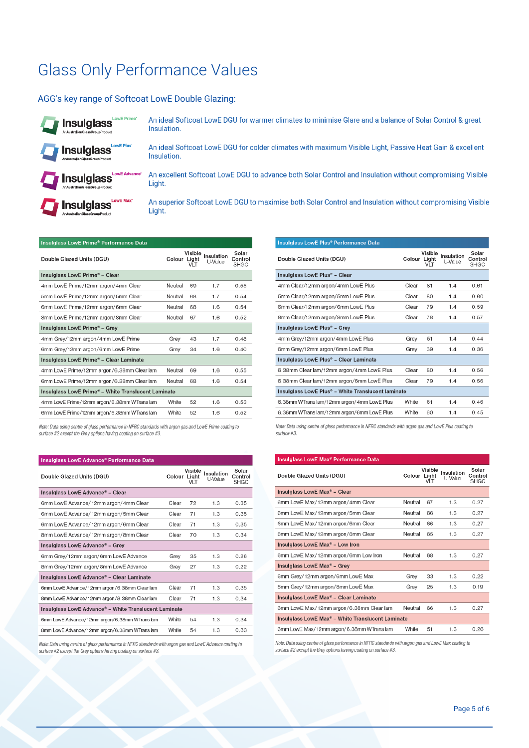# Glass Only Performance Values

## AGG's key range of Softcoat LowE Double Glazing:

**Insulglass LowE Prime®** — An ideal Softcoat LowE DGU for warmer climates to minimise Glare and a balance of Solar Control & great Insulation.

**Insulglass LowE Plus®** — An ideal Softcoat LowE DGU for colder climates with maximum Visible Light, Passive Heat Gain & excellent Insulation.

**Insulglass LowE Advance®** — An excellent Softcoat LowE DGU to advance both Solar Control and Insulation without compromising Visible Light.

**Insulglass LowE Max®** — An superior Softcoat LowE DGU to maximise both Solar Control and Insulation without compromising Visible Light.

### Insulglass LowE Prime® Performance Data

| Double Glazed Units (DGU) | Colour | Visible Light VLT | Insulation U-Value | Solar Control SHGC |
|---|---|---|---|---|
| **Insulglass LowE Prime® – Clear** | | | | |
| 4mm LowE Prime/12mm argon/4mm Clear | Neutral | 69 | 1.7 | 0.55 |
| 5mm LowE Prime/12mm argon/5mm Clear | Neutral | 68 | 1.7 | 0.54 |
| 6mm LowE Prime/12mm argon/6mm Clear | Neutral | 68 | 1.6 | 0.54 |
| 8mm LowE Prime/12mm argon/8mm Clear | Neutral | 67 | 1.6 | 0.52 |
| **Insulglass LowE Prime® – Grey** | | | | |
| 4mm Grey/12mm argon/4mm LowE Prime | Grey | 43 | 1.7 | 0.48 |
| 6mm Grey/12mm argon/6mm LowE Prime | Grey | 34 | 1.6 | 0.40 |
| **Insulglass LowE Prime® – Clear Laminate** | | | | |
| 4mm LowE Prime/12mm argon/6.38mm Clear lam | Neutral | 69 | 1.6 | 0.55 |
| 6mm LowE Prime/12mm argon/6.38mm Clear lam | Neutral | 68 | 1.6 | 0.54 |
| **Insulglass LowE Prime® – White Translucent Laminate** | | | | |
| 4mm LowE Prime/12mm argon/6.38mm WTrans lam | White | 52 | 1.6 | 0.53 |
| 6mm LowE Prime/12mm argon/6.38mm WTrans lam | White | 52 | 1.6 | 0.52 |

*Note: Data using centre of glass performance in NFRC standards with argon gas and LowE Prime coating to surface #2 except the Grey options having coating on surface #3.*

### Insulglass LowE Plus® Performance Data

| Double Glazed Units (DGU) | Colour | Visible Light VLT | Insulation U-Value | Solar Control SHGC |
|---|---|---|---|---|
| **Insulglass LowE Plus® – Clear** | | | | |
| 4mm Clear/12mm argon/4mm LowE Plus | Clear | 81 | 1.4 | 0.61 |
| 5mm Clear/12mm argon/5mm LowE Plus | Clear | 80 | 1.4 | 0.60 |
| 6mm Clear/12mm argon/6mm LowE Plus | Clear | 79 | 1.4 | 0.59 |
| 8mm Clear/12mm argon/8mm LowE Plus | Clear | 78 | 1.4 | 0.57 |
| **Insulglass LowE Plus® – Grey** | | | | |
| 4mm Grey/12mm argon/4mm LowE Plus | Grey | 51 | 1.4 | 0.44 |
| 6mm Grey/12mm argon/6mm LowE Plus | Grey | 39 | 1.4 | 0.36 |
| **Insulglass LowE Plus® – Clear Laminate** | | | | |
| 6.38mm Clear lam/12mm argon/4mm LowE Plus | Clear | 80 | 1.4 | 0.56 |
| 6.38mm Clear lam/12mm argon/6mm LowE Plus | Clear | 79 | 1.4 | 0.56 |
| **Insulglass LowE Plus® – White Translucent laminate** | | | | |
| 6.38mm WTrans lam/12mm argon/4mm LowE Plus | White | 61 | 1.4 | 0.46 |
| 6.38mm WTrans lam/12mm argon/6mm LowE Plus | White | 60 | 1.4 | 0.45 |

*Note: Data using centre of glass performance in NFRC standards with argon gas and LowE Plus coating to surface #3.*

### Insulglass LowE Advance® Performance Data

| Double Glazed Units (DGU) | Colour | Visible Light VLT | Insulation U-Value | Solar Control SHGC |
|---|---|---|---|---|
| **Insulglass LowE Advance® – Clear** | | | | |
| 6mm LowE Advance/ 12mm argon/4mm Clear | Clear | 72 | 1.3 | 0.35 |
| 6mm LowE Advance/ 12mm argon/5mm Clear | Clear | 71 | 1.3 | 0.35 |
| 6mm LowE Advance/ 12mm argon/6mm Clear | Clear | 71 | 1.3 | 0.35 |
| 8mm LowE Advance/ 12mm argon/8mm Clear | Clear | 70 | 1.3 | 0.34 |
| **Insulglass LowE Advance® – Grey** | | | | |
| 6mm Grey/ 12mm argon/6mm LowE Advance | Grey | 35 | 1.3 | 0.26 |
| 8mm Grey/ 12mm argon/8mm LowE Advance | Grey | 27 | 1.3 | 0.22 |
| **Insulglass LowE Advance® – Clear Laminate** | | | | |
| 6mm LowE Advance/12mm argon/6.38mm Clear lam | Clear | 71 | 1.3 | 0.35 |
| 8mm LowE Advance/12mm argon/6.38mm Clear lam | Clear | 71 | 1.3 | 0.34 |
| **Insulglass LowE Advance® – White Translucent Laminate** | | | | |
| 6mm LowE Advance/12mm argon/6.38mm WTrans lam | White | 54 | 1.3 | 0.34 |
| 8mm LowE Advance/12mm argon/6.38mm WTrans lam | White | 54 | 1.3 | 0.33 |

*Note: Data using centre of glass performance in NFRC standards with argon gas and LowE Advance coating to surface #2 except the Grey options having coating on surface #3.*

### Insulglass LowE Max® Performance Data

| Double Glazed Units (DGU) | Colour | Visible Light VLT | Insulation U-Value | Solar Control SHGC |
|---|---|---|---|---|
| **Insulglass LowE Max® – Clear** | | | | |
| 6mm LowE Max/ 12mm argon/4mm Clear | Neutral | 67 | 1.3 | 0.27 |
| 6mm LowE Max/ 12mm argon/5mm Clear | Neutral | 66 | 1.3 | 0.27 |
| 6mm LowE Max/ 12mm argon/6mm Clear | Neutral | 66 | 1.3 | 0.27 |
| 8mm LowE Max/ 12mm argon/8mm Clear | Neutral | 65 | 1.3 | 0.27 |
| **Insulglass LowE Max® – Low Iron** | | | | |
| 6mm LowE Max/ 12mm argon/6mm Low Iron | Neutral | 68 | 1.3 | 0.27 |
| **Insulglass LowE Max® – Grey** | | | | |
| 6mm Grey/ 12mm argon/6mm LowE Max | Grey | 33 | 1.3 | 0.22 |
| 8mm Grey/ 12mm argon/8mm LowE Max | Grey | 25 | 1.3 | 0.19 |
| **Insulglass LowE Max® – Clear Laminate** | | | | |
| 6mm LowE Max/ 12mm argon/6.38mm Clear lam | Neutral | 66 | 1.3 | 0.27 |
| **Insulglass LowE Max® – White Translucent Laminate** | | | | |
| 6mm LowE Max/ 12mm argon/ 6.38mm WTrans lam | White | 51 | 1.3 | 0.26 |

*Note: Data using centre of glass performance in NFRC standards with argon gas and LowE Max coating to surface #2 except the Grey options having coating on surface #3.*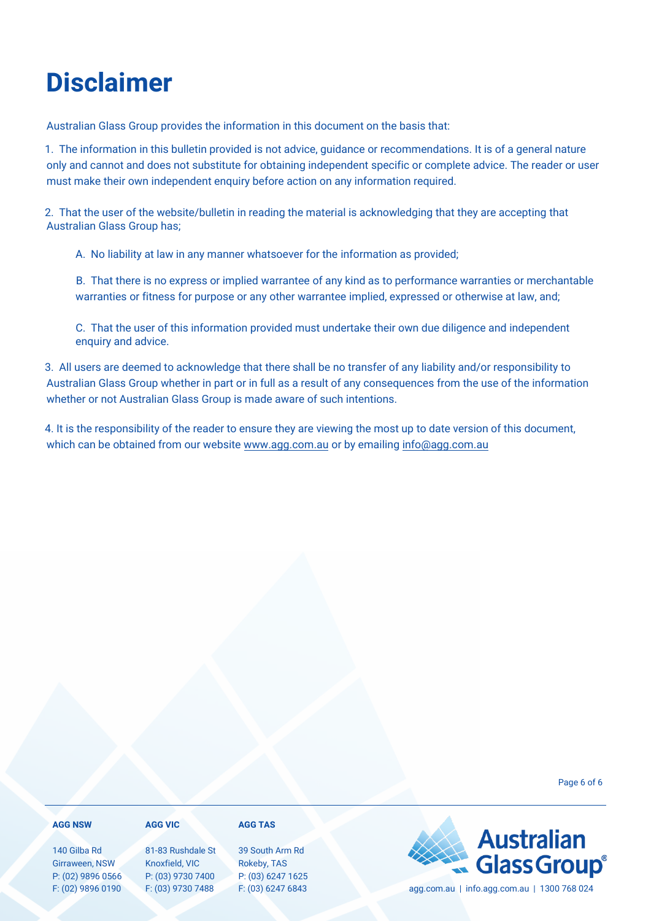# Disclaimer

Australian Glass Group provides the information in this document on the basis that:

1. The information in this bulletin provided is not advice, guidance or recommendations. It is of a general nature only and cannot and does not substitute for obtaining independent specific or complete advice. The reader or user must make their own independent enquiry before action on any information required.

2. That the user of the website/bulletin in reading the material is acknowledging that they are accepting that Australian Glass Group has;

   A. No liability at law in any manner whatsoever for the information as provided;

   B. That there is no express or implied warrantee of any kind as to performance warranties or merchantable warranties or fitness for purpose or any other warrantee implied, expressed or otherwise at law, and;

   C. That the user of this information provided must undertake their own due diligence and independent enquiry and advice.

3. All users are deemed to acknowledge that there shall be no transfer of any liability and/or responsibility to Australian Glass Group whether in part or in full as a result of any consequences from the use of the information whether or not Australian Glass Group is made aware of such intentions.

4. It is the responsibility of the reader to ensure they are viewing the most up to date version of this document, which can be obtained from our website www.agg.com.au or by emailing info@agg.com.au

**AGG NSW**

140 Gilba Rd
Girraween, NSW
P: (02) 9896 0566
F: (02) 9896 0190

**AGG VIC**

81-83 Rushdale St
Knoxfield, VIC
P: (03) 9730 7400
F: (03) 9730 7488

**AGG TAS**

39 South Arm Rd
Rokeby, TAS
P: (03) 6247 1625
F: (03) 6247 6843

Australian Glass Group®

agg.com.au | info.agg.com.au | 1300 768 024